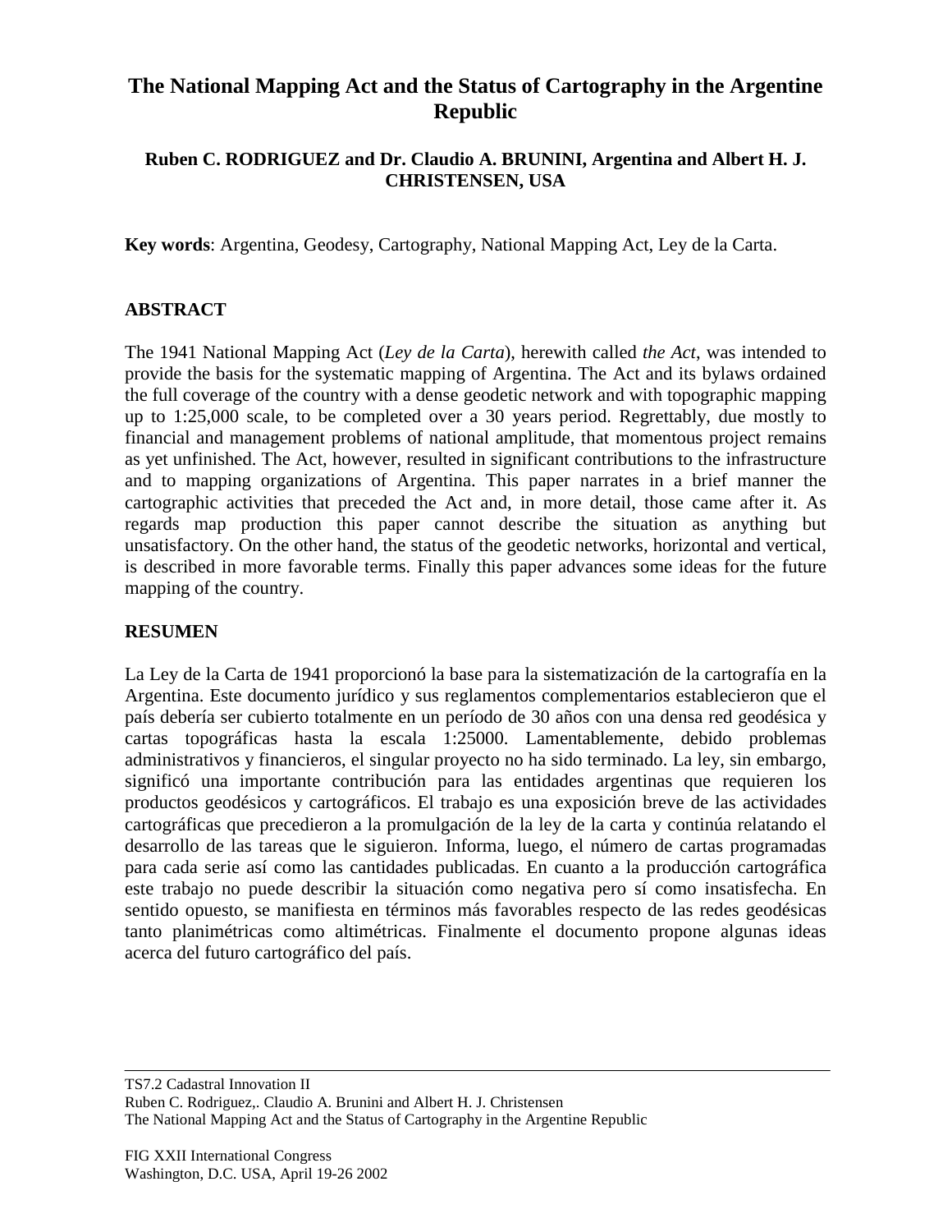# The National Mapping Act and the Status of Cartography in the Argentine Republic

**Ruben C. RODRIGUEZ and Dr. Claudio A. BRUNINI, Argentina and Albert H. J. CHRISTENSEN, USA**

**Key words**: Argentina, Geodesy, Cartography, National Mapping Act, Ley de la Carta.

## ABSTRACT

The 1941 National Mapping Act (*Ley de la Carta*), herewith called *the Act*, was intended to provide the basis for the systematic mapping of Argentina. The Act and its bylaws ordained the full coverage of the country with a dense geodetic network and with topographic mapping up to 1:25,000 scale, to be completed over a 30 years period. Regrettably, due mostly to financial and management problems of national amplitude, that momentous project remains as yet unfinished. The Act, however, resulted in significant contributions to the infrastructure and to mapping organizations of Argentina. This paper narrates in a brief manner the cartographic activities that preceded the Act and, in more detail, those came after it. As regards map production this paper cannot describe the situation as anything but unsatisfactory. On the other hand, the status of the geodetic networks, horizontal and vertical, is described in more favorable terms. Finally this paper advances some ideas for the future mapping of the country.

## RESUMEN

La Ley de la Carta de 1941 proporcionó la base para la sistematización de la cartografía en la Argentina. Este documento jurídico y sus reglamentos complementarios establecieron que el país debería ser cubierto totalmente en un período de 30 años con una densa red geodésica y cartas topográficas hasta la escala 1:25000. Lamentablemente, debido problemas administrativos y financieros, el singular proyecto no ha sido terminado. La ley, sin embargo, significó una importante contribución para las entidades argentinas que requieren los productos geodésicos y cartográficos. El trabajo es una exposición breve de las actividades cartográficas que precedieron a la promulgación de la ley de la carta y continúa relatando el desarrollo de las tareas que le siguieron. Informa, luego, el número de cartas programadas para cada serie así como las cantidades publicadas. En cuanto a la producción cartográfica este trabajo no puede describir la situación como negativa pero sí como insatisfecha. En sentido opuesto, se manifiesta en términos más favorables respecto de las redes geodésicas tanto planimétricas como altimétricas. Finalmente el documento propone algunas ideas acerca del futuro cartográfico del país.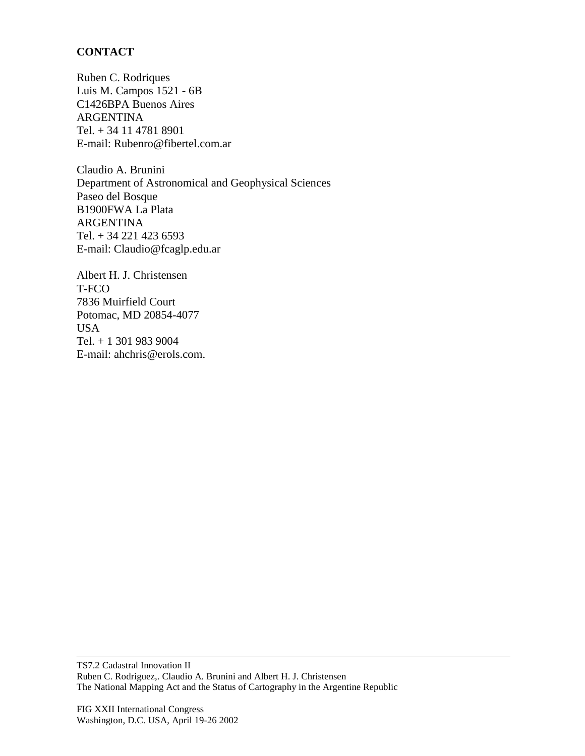**CONTACT**

Ruben C. Rodriques
Luis M. Campos 1521 - 6B
C1426BPA Buenos Aires
ARGENTINA
Tel. + 34 11 4781 8901
E-mail: Rubenro@fibertel.com.ar

Claudio A. Brunini
Department of Astronomical and Geophysical Sciences
Paseo del Bosque
B1900FWA La Plata
ARGENTINA
Tel. + 34 221 423 6593
E-mail: Claudio@fcaglp.edu.ar

Albert H. J. Christensen
T-FCO
7836 Muirfield Court
Potomac, MD 20854-4077
USA
Tel. + 1 301 983 9004
E-mail: ahchris@erols.com.